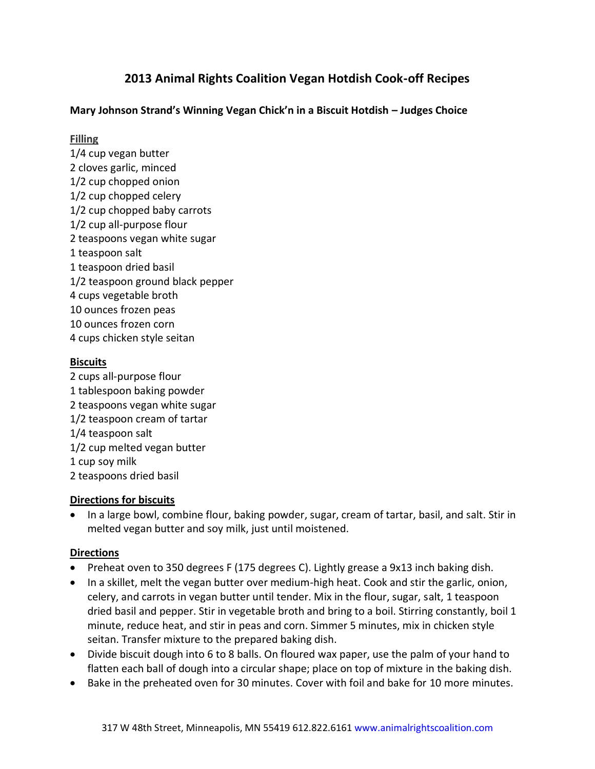# 2013 Animal Rights Coalition Vegan Hotdish Cook-off Recipes

**Mary Johnson Strand's Winning Vegan Chick'n in a Biscuit Hotdish – Judges Choice**

**Filling**

1/4 cup vegan butter
2 cloves garlic, minced
1/2 cup chopped onion
1/2 cup chopped celery
1/2 cup chopped baby carrots
1/2 cup all-purpose flour
2 teaspoons vegan white sugar
1 teaspoon salt
1 teaspoon dried basil
1/2 teaspoon ground black pepper
4 cups vegetable broth
10 ounces frozen peas
10 ounces frozen corn
4 cups chicken style seitan

**Biscuits**

2 cups all-purpose flour
1 tablespoon baking powder
2 teaspoons vegan white sugar
1/2 teaspoon cream of tartar
1/4 teaspoon salt
1/2 cup melted vegan butter
1 cup soy milk
2 teaspoons dried basil

**Directions for biscuits**

- In a large bowl, combine flour, baking powder, sugar, cream of tartar, basil, and salt. Stir in melted vegan butter and soy milk, just until moistened.

**Directions**

- Preheat oven to 350 degrees F (175 degrees C). Lightly grease a 9x13 inch baking dish.
- In a skillet, melt the vegan butter over medium-high heat. Cook and stir the garlic, onion, celery, and carrots in vegan butter until tender. Mix in the flour, sugar, salt, 1 teaspoon dried basil and pepper. Stir in vegetable broth and bring to a boil. Stirring constantly, boil 1 minute, reduce heat, and stir in peas and corn. Simmer 5 minutes, mix in chicken style seitan. Transfer mixture to the prepared baking dish.
- Divide biscuit dough into 6 to 8 balls. On floured wax paper, use the palm of your hand to flatten each ball of dough into a circular shape; place on top of mixture in the baking dish.
- Bake in the preheated oven for 30 minutes. Cover with foil and bake for 10 more minutes.

317 W 48th Street, Minneapolis, MN 55419 612.822.6161 www.animalrightscoalition.com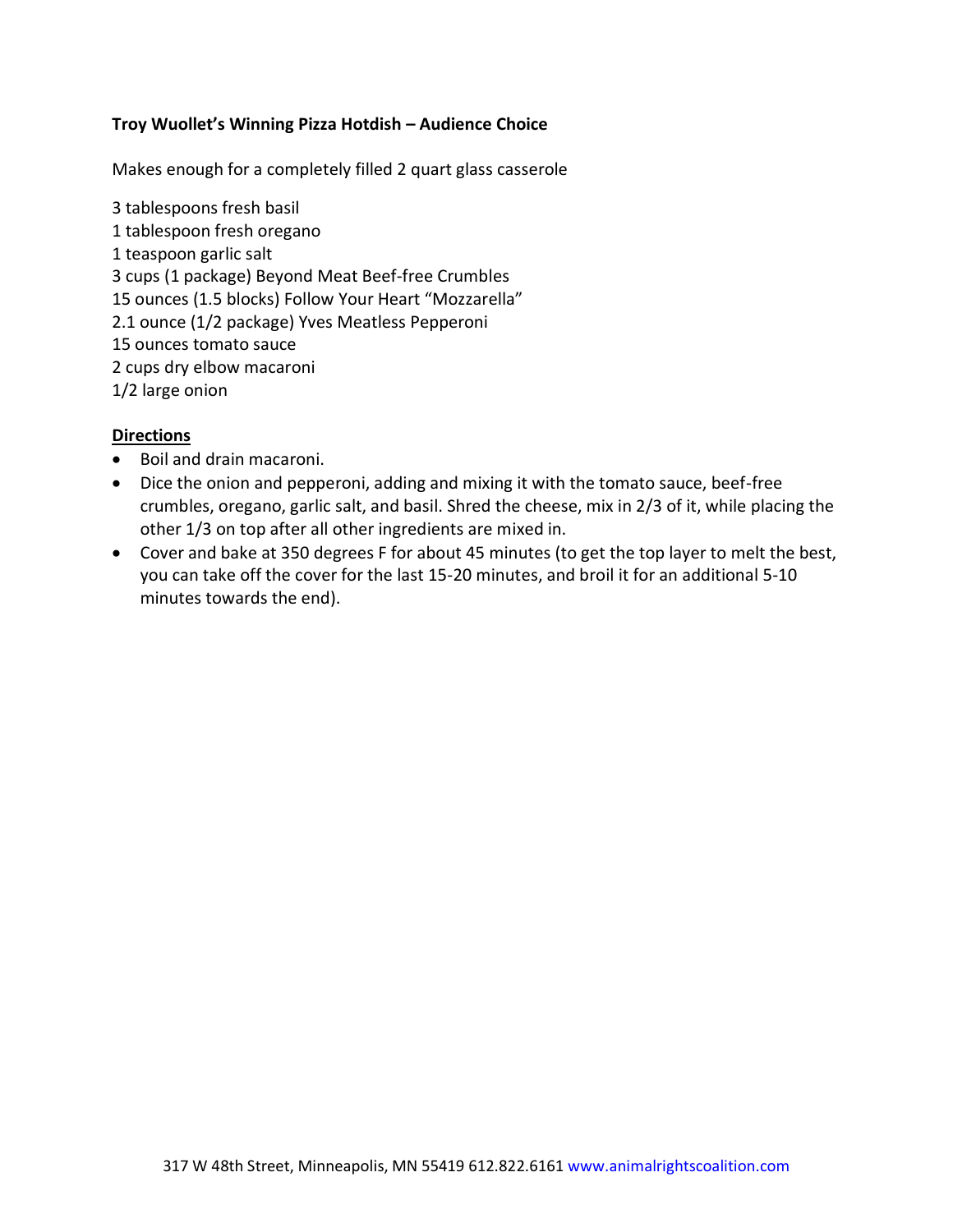**Troy Wuollet's Winning Pizza Hotdish – Audience Choice**

Makes enough for a completely filled 2 quart glass casserole

3 tablespoons fresh basil
1 tablespoon fresh oregano
1 teaspoon garlic salt
3 cups (1 package) Beyond Meat Beef-free Crumbles
15 ounces (1.5 blocks) Follow Your Heart "Mozzarella"
2.1 ounce (1/2 package) Yves Meatless Pepperoni
15 ounces tomato sauce
2 cups dry elbow macaroni
1/2 large onion

**Directions**

- Boil and drain macaroni.
- Dice the onion and pepperoni, adding and mixing it with the tomato sauce, beef-free crumbles, oregano, garlic salt, and basil. Shred the cheese, mix in 2/3 of it, while placing the other 1/3 on top after all other ingredients are mixed in.
- Cover and bake at 350 degrees F for about 45 minutes (to get the top layer to melt the best, you can take off the cover for the last 15-20 minutes, and broil it for an additional 5-10 minutes towards the end).

317 W 48th Street, Minneapolis, MN 55419 612.822.6161 www.animalrightscoalition.com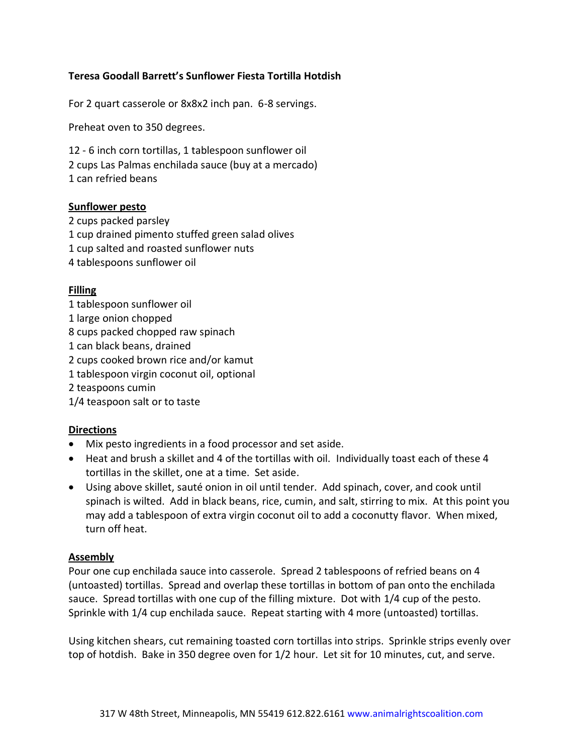**Teresa Goodall Barrett's Sunflower Fiesta Tortilla Hotdish**

For 2 quart casserole or 8x8x2 inch pan. 6-8 servings.

Preheat oven to 350 degrees.

12 - 6 inch corn tortillas, 1 tablespoon sunflower oil
2 cups Las Palmas enchilada sauce (buy at a mercado)
1 can refried beans

**Sunflower pesto**

2 cups packed parsley
1 cup drained pimento stuffed green salad olives
1 cup salted and roasted sunflower nuts
4 tablespoons sunflower oil

**Filling**

1 tablespoon sunflower oil
1 large onion chopped
8 cups packed chopped raw spinach
1 can black beans, drained
2 cups cooked brown rice and/or kamut
1 tablespoon virgin coconut oil, optional
2 teaspoons cumin
1/4 teaspoon salt or to taste

**Directions**

- Mix pesto ingredients in a food processor and set aside.
- Heat and brush a skillet and 4 of the tortillas with oil. Individually toast each of these 4 tortillas in the skillet, one at a time. Set aside.
- Using above skillet, sauté onion in oil until tender. Add spinach, cover, and cook until spinach is wilted. Add in black beans, rice, cumin, and salt, stirring to mix. At this point you may add a tablespoon of extra virgin coconut oil to add a coconutty flavor. When mixed, turn off heat.

**Assembly**

Pour one cup enchilada sauce into casserole. Spread 2 tablespoons of refried beans on 4 (untoasted) tortillas. Spread and overlap these tortillas in bottom of pan onto the enchilada sauce. Spread tortillas with one cup of the filling mixture. Dot with 1/4 cup of the pesto. Sprinkle with 1/4 cup enchilada sauce. Repeat starting with 4 more (untoasted) tortillas.

Using kitchen shears, cut remaining toasted corn tortillas into strips. Sprinkle strips evenly over top of hotdish. Bake in 350 degree oven for 1/2 hour. Let sit for 10 minutes, cut, and serve.

317 W 48th Street, Minneapolis, MN 55419 612.822.6161 www.animalrightscoalition.com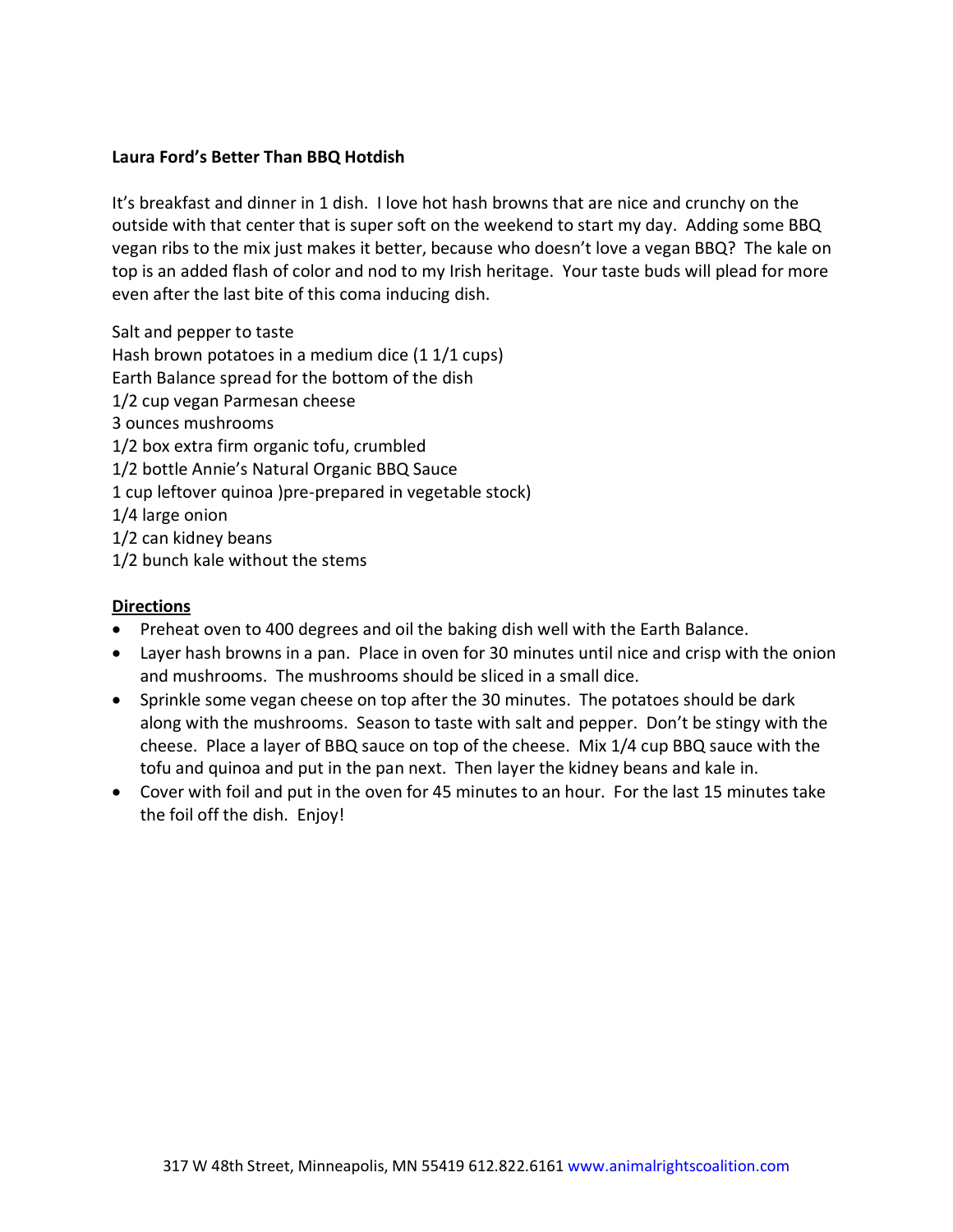**Laura Ford's Better Than BBQ Hotdish**

It's breakfast and dinner in 1 dish. I love hot hash browns that are nice and crunchy on the outside with that center that is super soft on the weekend to start my day. Adding some BBQ vegan ribs to the mix just makes it better, because who doesn't love a vegan BBQ? The kale on top is an added flash of color and nod to my Irish heritage. Your taste buds will plead for more even after the last bite of this coma inducing dish.

Salt and pepper to taste
Hash brown potatoes in a medium dice (1 1/1 cups)
Earth Balance spread for the bottom of the dish
1/2 cup vegan Parmesan cheese
3 ounces mushrooms
1/2 box extra firm organic tofu, crumbled
1/2 bottle Annie's Natural Organic BBQ Sauce
1 cup leftover quinoa )pre-prepared in vegetable stock)
1/4 large onion
1/2 can kidney beans
1/2 bunch kale without the stems

**<u>Directions</u>**

- Preheat oven to 400 degrees and oil the baking dish well with the Earth Balance.
- Layer hash browns in a pan. Place in oven for 30 minutes until nice and crisp with the onion and mushrooms. The mushrooms should be sliced in a small dice.
- Sprinkle some vegan cheese on top after the 30 minutes. The potatoes should be dark along with the mushrooms. Season to taste with salt and pepper. Don't be stingy with the cheese. Place a layer of BBQ sauce on top of the cheese. Mix 1/4 cup BBQ sauce with the tofu and quinoa and put in the pan next. Then layer the kidney beans and kale in.
- Cover with foil and put in the oven for 45 minutes to an hour. For the last 15 minutes take the foil off the dish. Enjoy!

317 W 48th Street, Minneapolis, MN 55419 612.822.6161 www.animalrightscoalition.com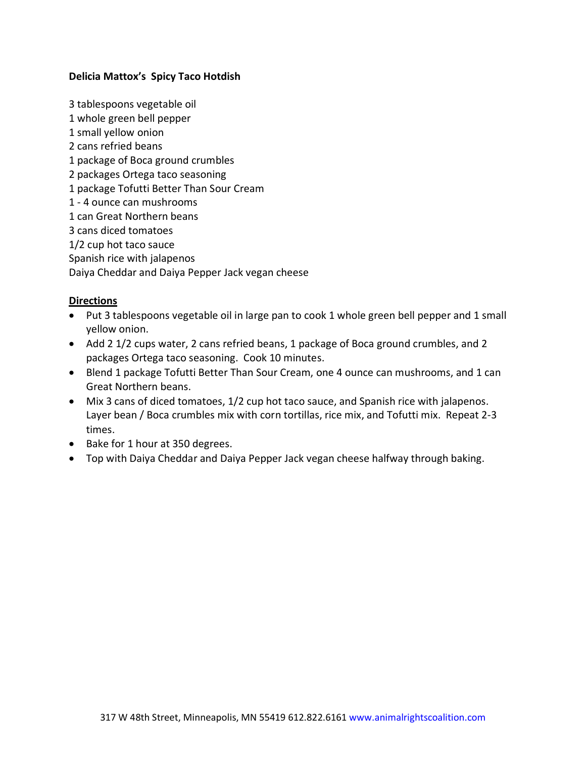**Delicia Mattox's Spicy Taco Hotdish**

3 tablespoons vegetable oil
1 whole green bell pepper
1 small yellow onion
2 cans refried beans
1 package of Boca ground crumbles
2 packages Ortega taco seasoning
1 package Tofutti Better Than Sour Cream
1 - 4 ounce can mushrooms
1 can Great Northern beans
3 cans diced tomatoes
1/2 cup hot taco sauce
Spanish rice with jalapenos
Daiya Cheddar and Daiya Pepper Jack vegan cheese

**Directions**

- Put 3 tablespoons vegetable oil in large pan to cook 1 whole green bell pepper and 1 small yellow onion.
- Add 2 1/2 cups water, 2 cans refried beans, 1 package of Boca ground crumbles, and 2 packages Ortega taco seasoning. Cook 10 minutes.
- Blend 1 package Tofutti Better Than Sour Cream, one 4 ounce can mushrooms, and 1 can Great Northern beans.
- Mix 3 cans of diced tomatoes, 1/2 cup hot taco sauce, and Spanish rice with jalapenos. Layer bean / Boca crumbles mix with corn tortillas, rice mix, and Tofutti mix. Repeat 2-3 times.
- Bake for 1 hour at 350 degrees.
- Top with Daiya Cheddar and Daiya Pepper Jack vegan cheese halfway through baking.

317 W 48th Street, Minneapolis, MN 55419 612.822.6161 www.animalrightscoalition.com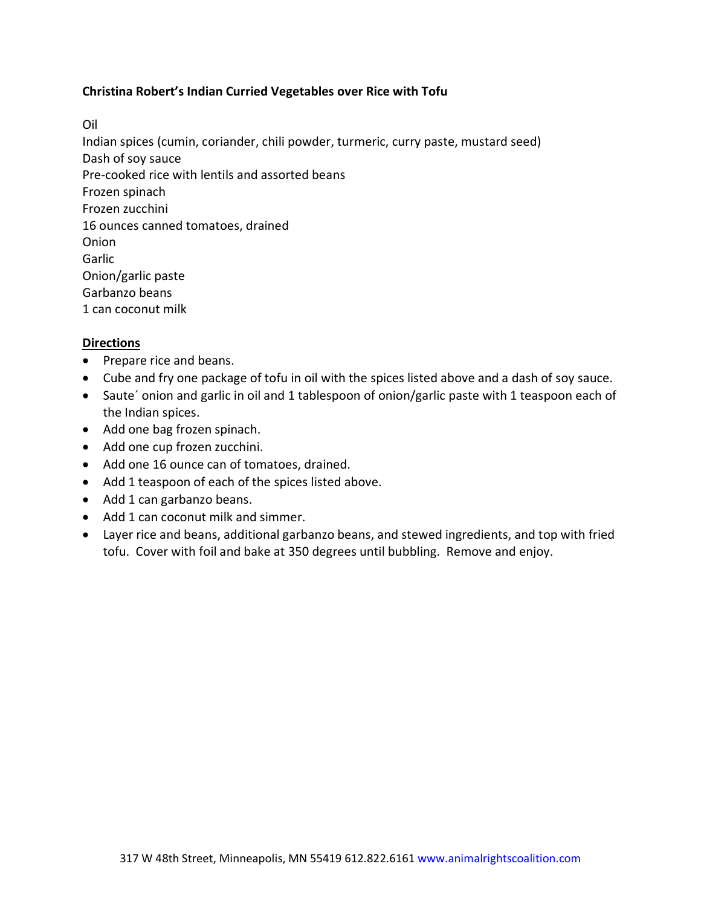**Christina Robert's Indian Curried Vegetables over Rice with Tofu**

Oil
Indian spices (cumin, coriander, chili powder, turmeric, curry paste, mustard seed)
Dash of soy sauce
Pre-cooked rice with lentils and assorted beans
Frozen spinach
Frozen zucchini
16 ounces canned tomatoes, drained
Onion
Garlic
Onion/garlic paste
Garbanzo beans
1 can coconut milk

**<u>Directions</u>**

- Prepare rice and beans.
- Cube and fry one package of tofu in oil with the spices listed above and a dash of soy sauce.
- Saute´ onion and garlic in oil and 1 tablespoon of onion/garlic paste with 1 teaspoon each of the Indian spices.
- Add one bag frozen spinach.
- Add one cup frozen zucchini.
- Add one 16 ounce can of tomatoes, drained.
- Add 1 teaspoon of each of the spices listed above.
- Add 1 can garbanzo beans.
- Add 1 can coconut milk and simmer.
- Layer rice and beans, additional garbanzo beans, and stewed ingredients, and top with fried tofu. Cover with foil and bake at 350 degrees until bubbling. Remove and enjoy.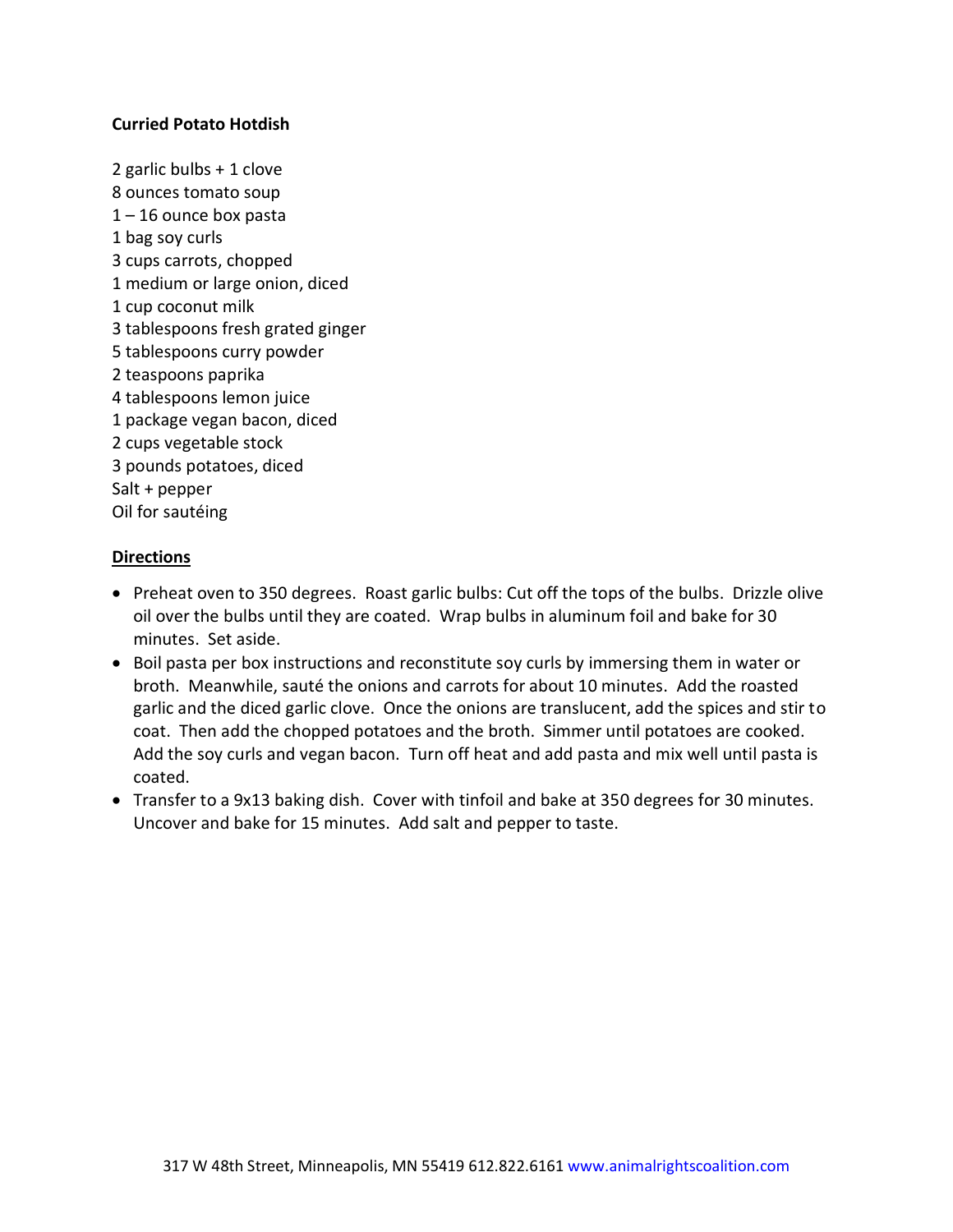**Curried Potato Hotdish**

2 garlic bulbs + 1 clove
8 ounces tomato soup
1 – 16 ounce box pasta
1 bag soy curls
3 cups carrots, chopped
1 medium or large onion, diced
1 cup coconut milk
3 tablespoons fresh grated ginger
5 tablespoons curry powder
2 teaspoons paprika
4 tablespoons lemon juice
1 package vegan bacon, diced
2 cups vegetable stock
3 pounds potatoes, diced
Salt + pepper
Oil for sautéing

**Directions**

- Preheat oven to 350 degrees. Roast garlic bulbs: Cut off the tops of the bulbs. Drizzle olive oil over the bulbs until they are coated. Wrap bulbs in aluminum foil and bake for 30 minutes. Set aside.
- Boil pasta per box instructions and reconstitute soy curls by immersing them in water or broth. Meanwhile, sauté the onions and carrots for about 10 minutes. Add the roasted garlic and the diced garlic clove. Once the onions are translucent, add the spices and stir to coat. Then add the chopped potatoes and the broth. Simmer until potatoes are cooked. Add the soy curls and vegan bacon. Turn off heat and add pasta and mix well until pasta is coated.
- Transfer to a 9x13 baking dish. Cover with tinfoil and bake at 350 degrees for 30 minutes. Uncover and bake for 15 minutes. Add salt and pepper to taste.